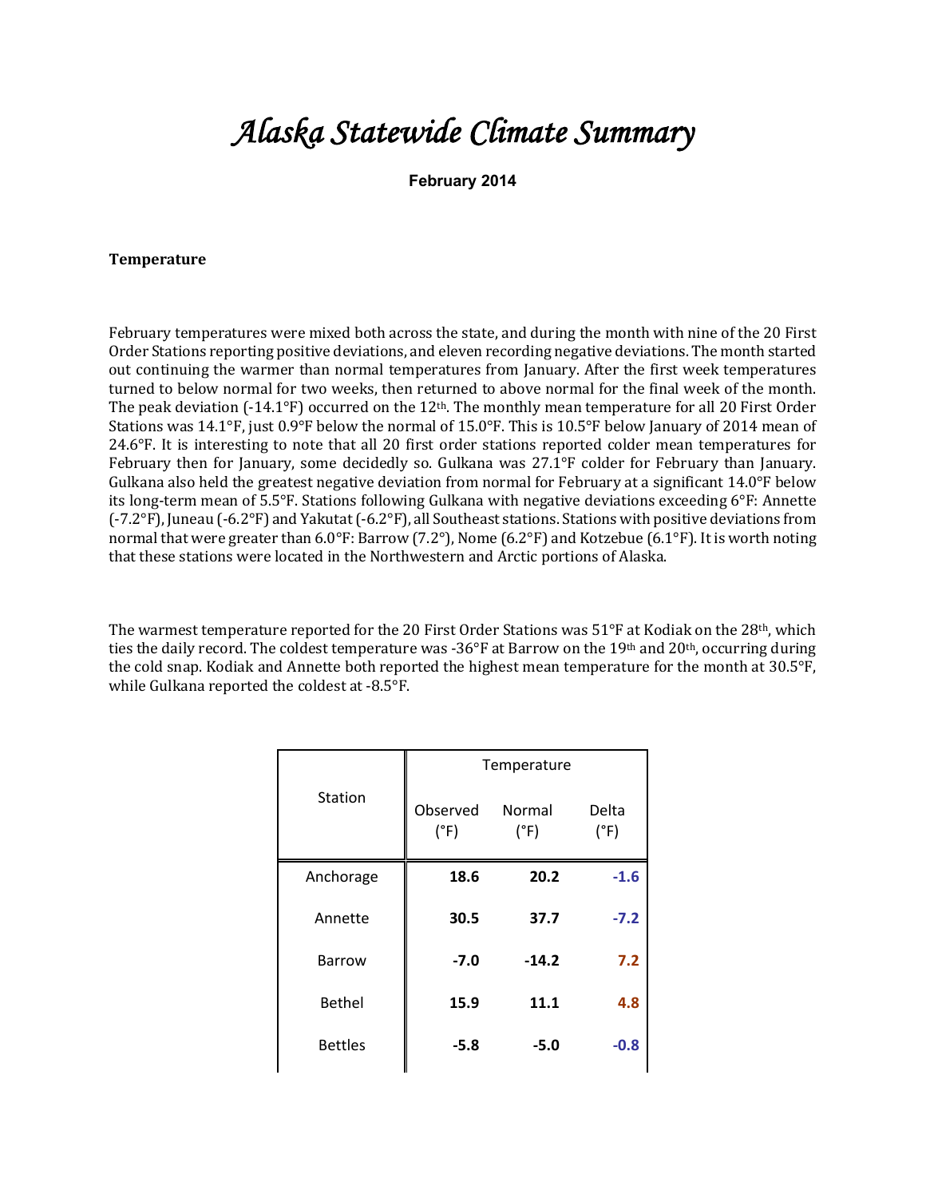# *Alaska Statewide Climate Summary*

**February 2014**

**Temperature**

February temperatures were mixed both across the state, and during the month with nine of the 20 First Order Stations reporting positive deviations, and eleven recording negative deviations. The month started out continuing the warmer than normal temperatures from January. After the first week temperatures turned to below normal for two weeks, then returned to above normal for the final week of the month. The peak deviation (-14.1°F) occurred on the 12th. The monthly mean temperature for all 20 First Order Stations was 14.1°F, just 0.9°F below the normal of 15.0°F. This is 10.5°F below January of 2014 mean of 24.6°F. It is interesting to note that all 20 first order stations reported colder mean temperatures for February then for January, some decidedly so. Gulkana was 27.1°F colder for February than January. Gulkana also held the greatest negative deviation from normal for February at a significant 14.0°F below its long-term mean of 5.5°F. Stations following Gulkana with negative deviations exceeding 6°F: Annette (-7.2°F), Juneau (-6.2°F) and Yakutat (-6.2°F), all Southeast stations. Stations with positive deviations from normal that were greater than 6.0°F: Barrow (7.2°), Nome (6.2°F) and Kotzebue (6.1°F). It is worth noting that these stations were located in the Northwestern and Arctic portions of Alaska.

The warmest temperature reported for the 20 First Order Stations was 51°F at Kodiak on the 28th, which ties the daily record. The coldest temperature was -36°F at Barrow on the 19th and 20th, occurring during the cold snap. Kodiak and Annette both reported the highest mean temperature for the month at 30.5°F, while Gulkana reported the coldest at -8.5°F.

| Station | Temperature | | |
|---|---|---|---|
| | Observed (°F) | Normal (°F) | Delta (°F) |
| Anchorage | **18.6** | **20.2** | **-1.6** |
| Annette | **30.5** | **37.7** | **-7.2** |
| Barrow | **-7.0** | **-14.2** | **7.2** |
| Bethel | **15.9** | **11.1** | **4.8** |
| Bettles | **-5.8** | **-5.0** | **-0.8** |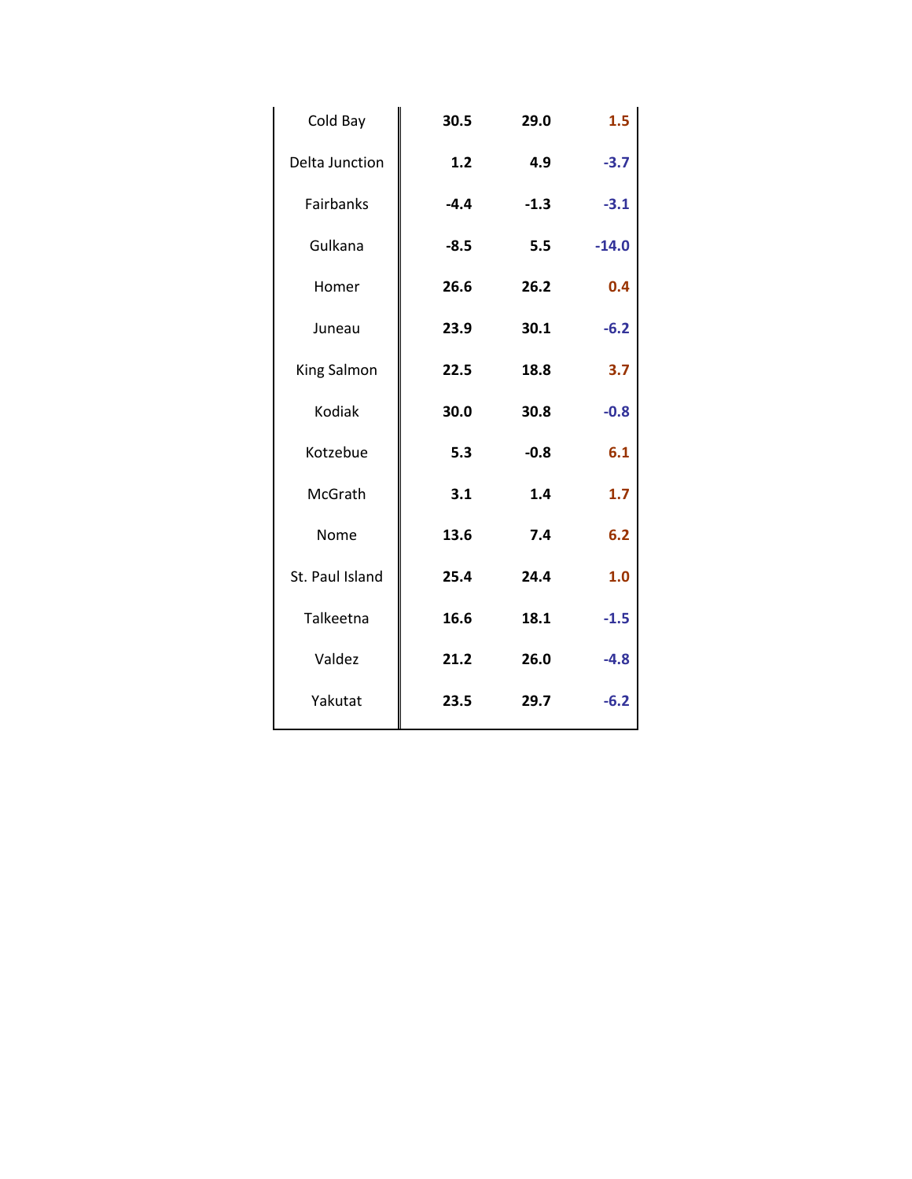| | | | |
|---|---|---|---|
| Cold Bay | **30.5** | **29.0** | **1.5** |
| Delta Junction | **1.2** | **4.9** | **-3.7** |
| Fairbanks | **-4.4** | **-1.3** | **-3.1** |
| Gulkana | **-8.5** | **5.5** | **-14.0** |
| Homer | **26.6** | **26.2** | **0.4** |
| Juneau | **23.9** | **30.1** | **-6.2** |
| King Salmon | **22.5** | **18.8** | **3.7** |
| Kodiak | **30.0** | **30.8** | **-0.8** |
| Kotzebue | **5.3** | **-0.8** | **6.1** |
| McGrath | **3.1** | **1.4** | **1.7** |
| Nome | **13.6** | **7.4** | **6.2** |
| St. Paul Island | **25.4** | **24.4** | **1.0** |
| Talkeetna | **16.6** | **18.1** | **-1.5** |
| Valdez | **21.2** | **26.0** | **-4.8** |
| Yakutat | **23.5** | **29.7** | **-6.2** |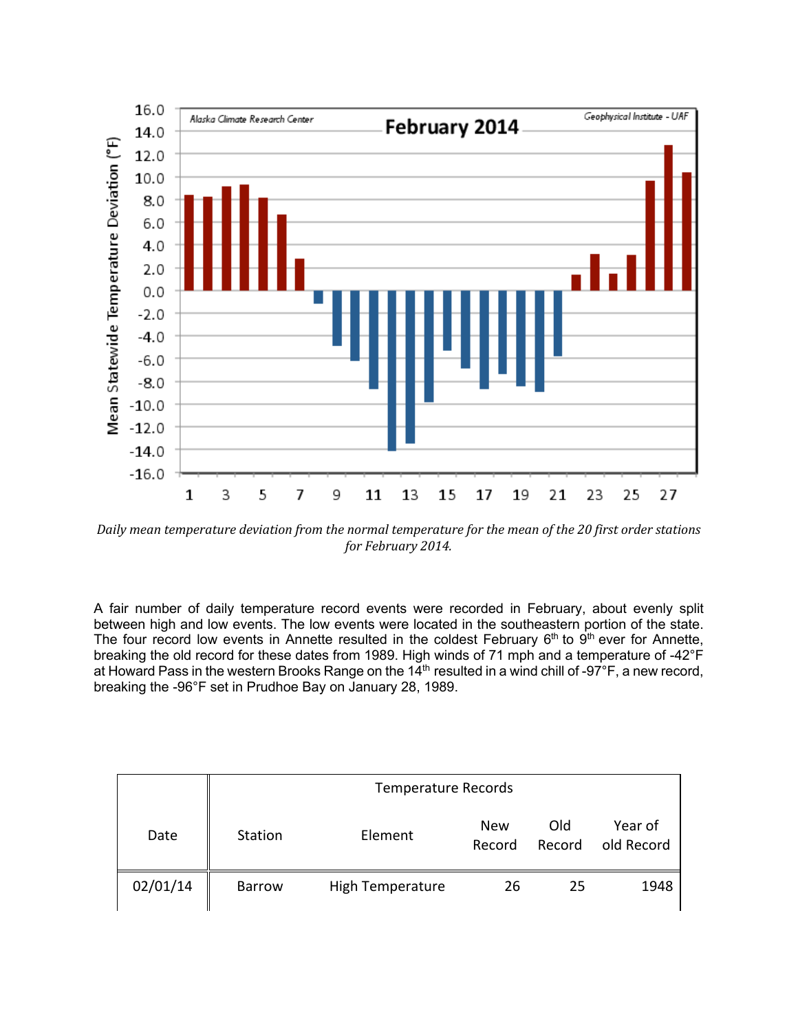*Daily mean temperature deviation from the normal temperature for the mean of the 20 first order stations for February 2014.*

A fair number of daily temperature record events were recorded in February, about evenly split between high and low events. The low events were located in the southeastern portion of the state. The four record low events in Annette resulted in the coldest February 6th to 9th ever for Annette, breaking the old record for these dates from 1989. High winds of 71 mph and a temperature of -42°F at Howard Pass in the western Brooks Range on the 14th resulted in a wind chill of -97°F, a new record, breaking the -96°F set in Prudhoe Bay on January 28, 1989.

| Date | Temperature Records | | | | |
|---|---|---|---|---|---|
| | Station | Element | New Record | Old Record | Year of old Record |
| 02/01/14 | Barrow | High Temperature | 26 | 25 | 1948 |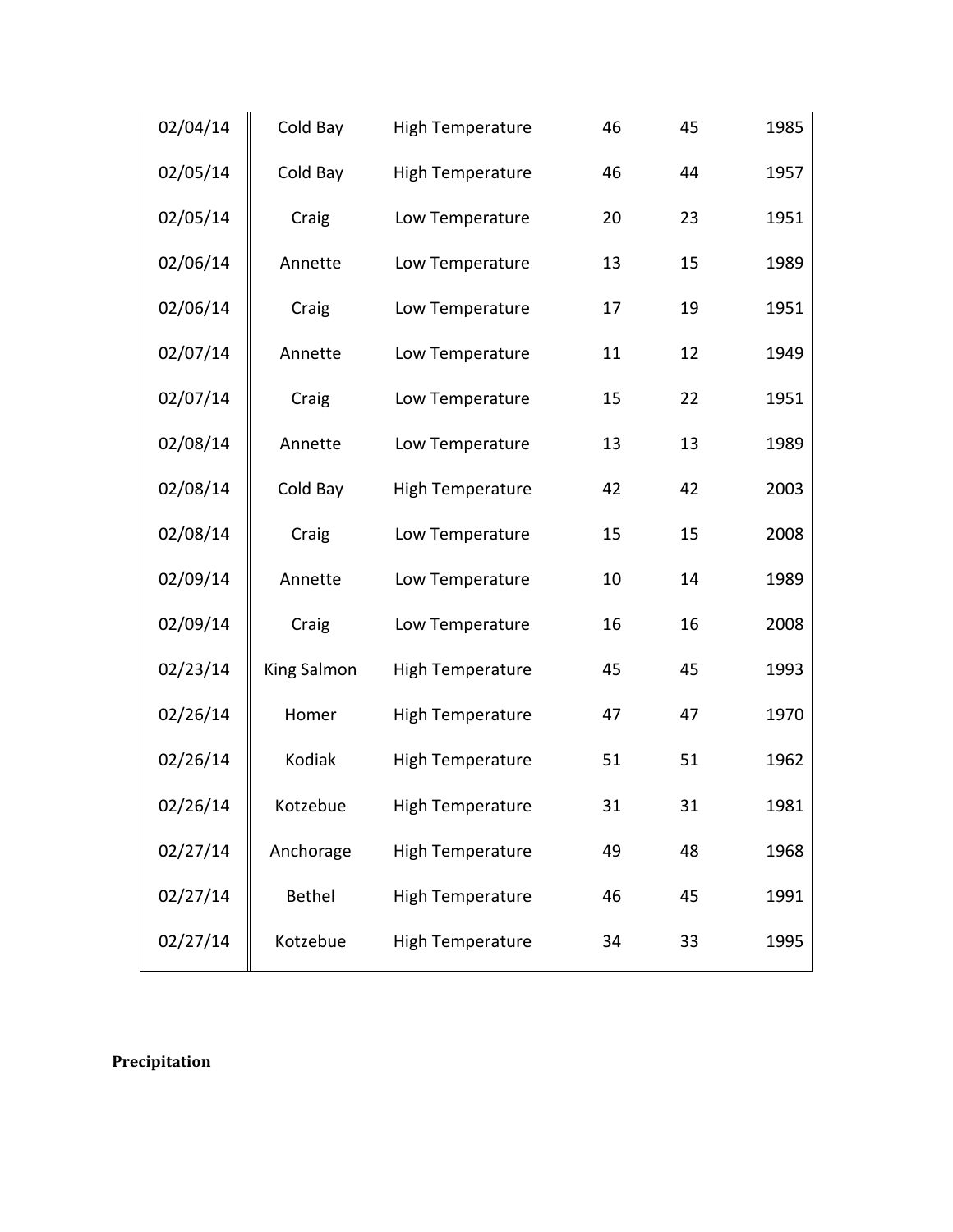| | | | | | |
|---|---|---|---|---|---|
| 02/04/14 | Cold Bay | High Temperature | 46 | 45 | 1985 |
| 02/05/14 | Cold Bay | High Temperature | 46 | 44 | 1957 |
| 02/05/14 | Craig | Low Temperature | 20 | 23 | 1951 |
| 02/06/14 | Annette | Low Temperature | 13 | 15 | 1989 |
| 02/06/14 | Craig | Low Temperature | 17 | 19 | 1951 |
| 02/07/14 | Annette | Low Temperature | 11 | 12 | 1949 |
| 02/07/14 | Craig | Low Temperature | 15 | 22 | 1951 |
| 02/08/14 | Annette | Low Temperature | 13 | 13 | 1989 |
| 02/08/14 | Cold Bay | High Temperature | 42 | 42 | 2003 |
| 02/08/14 | Craig | Low Temperature | 15 | 15 | 2008 |
| 02/09/14 | Annette | Low Temperature | 10 | 14 | 1989 |
| 02/09/14 | Craig | Low Temperature | 16 | 16 | 2008 |
| 02/23/14 | King Salmon | High Temperature | 45 | 45 | 1993 |
| 02/26/14 | Homer | High Temperature | 47 | 47 | 1970 |
| 02/26/14 | Kodiak | High Temperature | 51 | 51 | 1962 |
| 02/26/14 | Kotzebue | High Temperature | 31 | 31 | 1981 |
| 02/27/14 | Anchorage | High Temperature | 49 | 48 | 1968 |
| 02/27/14 | Bethel | High Temperature | 46 | 45 | 1991 |
| 02/27/14 | Kotzebue | High Temperature | 34 | 33 | 1995 |

**Precipitation**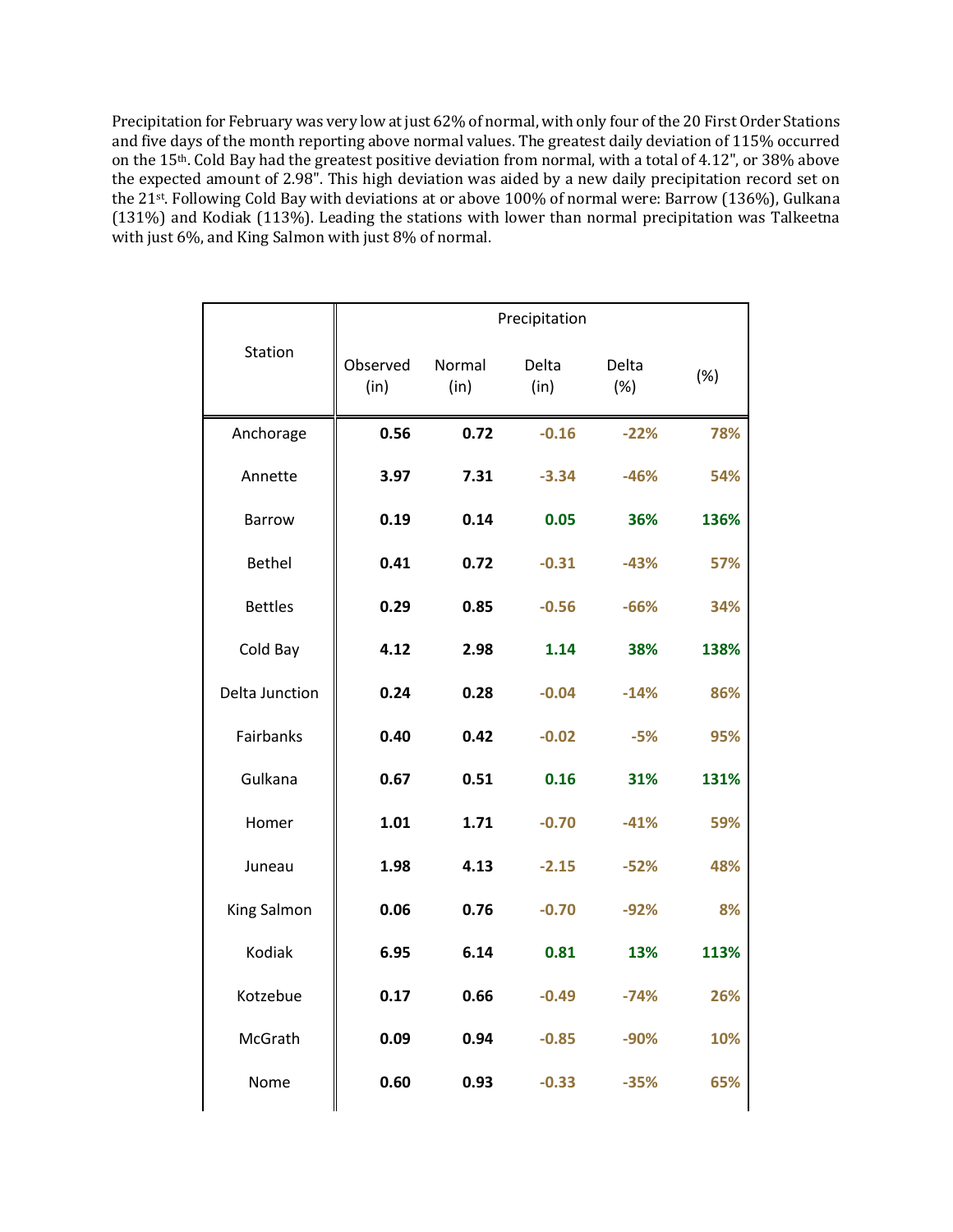Precipitation for February was very low at just 62% of normal, with only four of the 20 First Order Stations and five days of the month reporting above normal values. The greatest daily deviation of 115% occurred on the 15th. Cold Bay had the greatest positive deviation from normal, with a total of 4.12", or 38% above the expected amount of 2.98". This high deviation was aided by a new daily precipitation record set on the 21st. Following Cold Bay with deviations at or above 100% of normal were: Barrow (136%), Gulkana (131%) and Kodiak (113%). Leading the stations with lower than normal precipitation was Talkeetna with just 6%, and King Salmon with just 8% of normal.

| Station | Precipitation | | | | |
|---|---|---|---|---|---|
| | Observed (in) | Normal (in) | Delta (in) | Delta (%) | (%) |
| Anchorage | **0.56** | **0.72** | **-0.16** | **-22%** | **78%** |
| Annette | **3.97** | **7.31** | **-3.34** | **-46%** | **54%** |
| Barrow | **0.19** | **0.14** | **0.05** | **36%** | **136%** |
| Bethel | **0.41** | **0.72** | **-0.31** | **-43%** | **57%** |
| Bettles | **0.29** | **0.85** | **-0.56** | **-66%** | **34%** |
| Cold Bay | **4.12** | **2.98** | **1.14** | **38%** | **138%** |
| Delta Junction | **0.24** | **0.28** | **-0.04** | **-14%** | **86%** |
| Fairbanks | **0.40** | **0.42** | **-0.02** | **-5%** | **95%** |
| Gulkana | **0.67** | **0.51** | **0.16** | **31%** | **131%** |
| Homer | **1.01** | **1.71** | **-0.70** | **-41%** | **59%** |
| Juneau | **1.98** | **4.13** | **-2.15** | **-52%** | **48%** |
| King Salmon | **0.06** | **0.76** | **-0.70** | **-92%** | **8%** |
| Kodiak | **6.95** | **6.14** | **0.81** | **13%** | **113%** |
| Kotzebue | **0.17** | **0.66** | **-0.49** | **-74%** | **26%** |
| McGrath | **0.09** | **0.94** | **-0.85** | **-90%** | **10%** |
| Nome | **0.60** | **0.93** | **-0.33** | **-35%** | **65%** |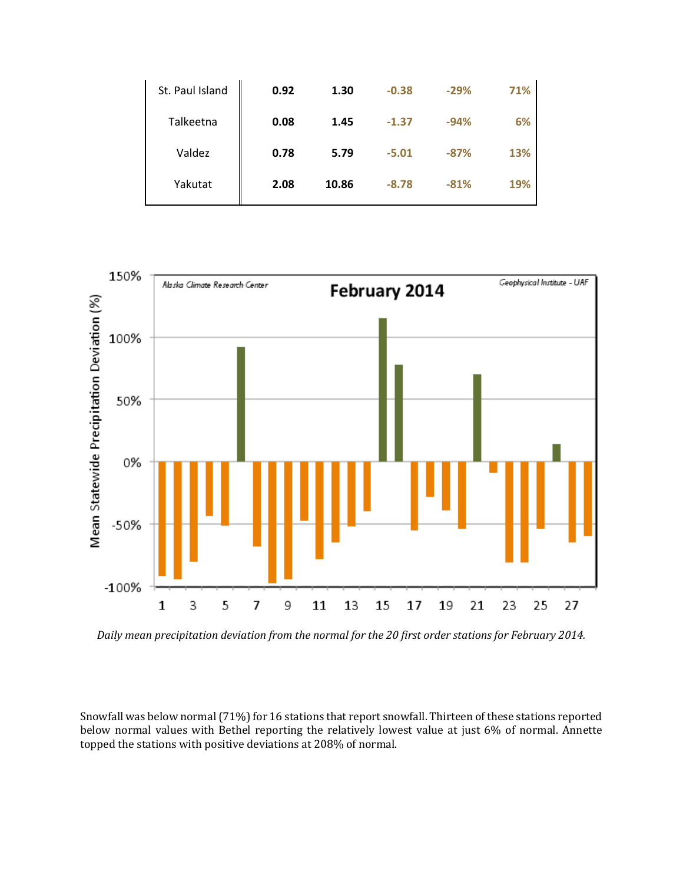| | | | | | |
|---|---|---|---|---|---|
| St. Paul Island | **0.92** | **1.30** | -0.38 | -29% | 71% |
| Talkeetna | **0.08** | **1.45** | -1.37 | -94% | 6% |
| Valdez | **0.78** | **5.79** | -5.01 | -87% | 13% |
| Yakutat | **2.08** | **10.86** | -8.78 | -81% | 19% |

*Daily mean precipitation deviation from the normal for the 20 first order stations for February 2014.*

Snowfall was below normal (71%) for 16 stations that report snowfall. Thirteen of these stations reported below normal values with Bethel reporting the relatively lowest value at just 6% of normal. Annette topped the stations with positive deviations at 208% of normal.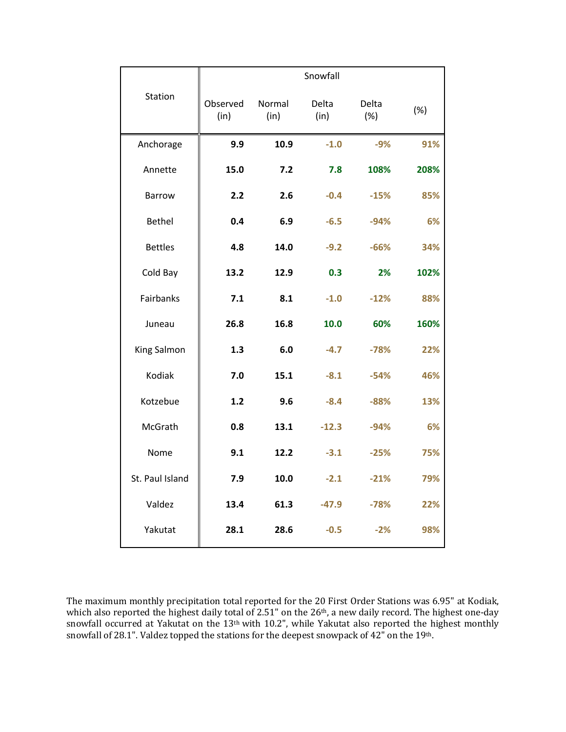| Station | Snowfall | | | | |
|---|---|---|---|---|---|
| | Observed (in) | Normal (in) | Delta (in) | Delta (%) | (%) |
| Anchorage | **9.9** | **10.9** | **-1.0** | **-9%** | **91%** |
| Annette | **15.0** | **7.2** | **7.8** | **108%** | **208%** |
| Barrow | **2.2** | **2.6** | **-0.4** | **-15%** | **85%** |
| Bethel | **0.4** | **6.9** | **-6.5** | **-94%** | **6%** |
| Bettles | **4.8** | **14.0** | **-9.2** | **-66%** | **34%** |
| Cold Bay | **13.2** | **12.9** | **0.3** | **2%** | **102%** |
| Fairbanks | **7.1** | **8.1** | **-1.0** | **-12%** | **88%** |
| Juneau | **26.8** | **16.8** | **10.0** | **60%** | **160%** |
| King Salmon | **1.3** | **6.0** | **-4.7** | **-78%** | **22%** |
| Kodiak | **7.0** | **15.1** | **-8.1** | **-54%** | **46%** |
| Kotzebue | **1.2** | **9.6** | **-8.4** | **-88%** | **13%** |
| McGrath | **0.8** | **13.1** | **-12.3** | **-94%** | **6%** |
| Nome | **9.1** | **12.2** | **-3.1** | **-25%** | **75%** |
| St. Paul Island | **7.9** | **10.0** | **-2.1** | **-21%** | **79%** |
| Valdez | **13.4** | **61.3** | **-47.9** | **-78%** | **22%** |
| Yakutat | **28.1** | **28.6** | **-0.5** | **-2%** | **98%** |

The maximum monthly precipitation total reported for the 20 First Order Stations was 6.95" at Kodiak, which also reported the highest daily total of 2.51" on the 26th, a new daily record. The highest one-day snowfall occurred at Yakutat on the 13th with 10.2", while Yakutat also reported the highest monthly snowfall of 28.1". Valdez topped the stations for the deepest snowpack of 42" on the 19th.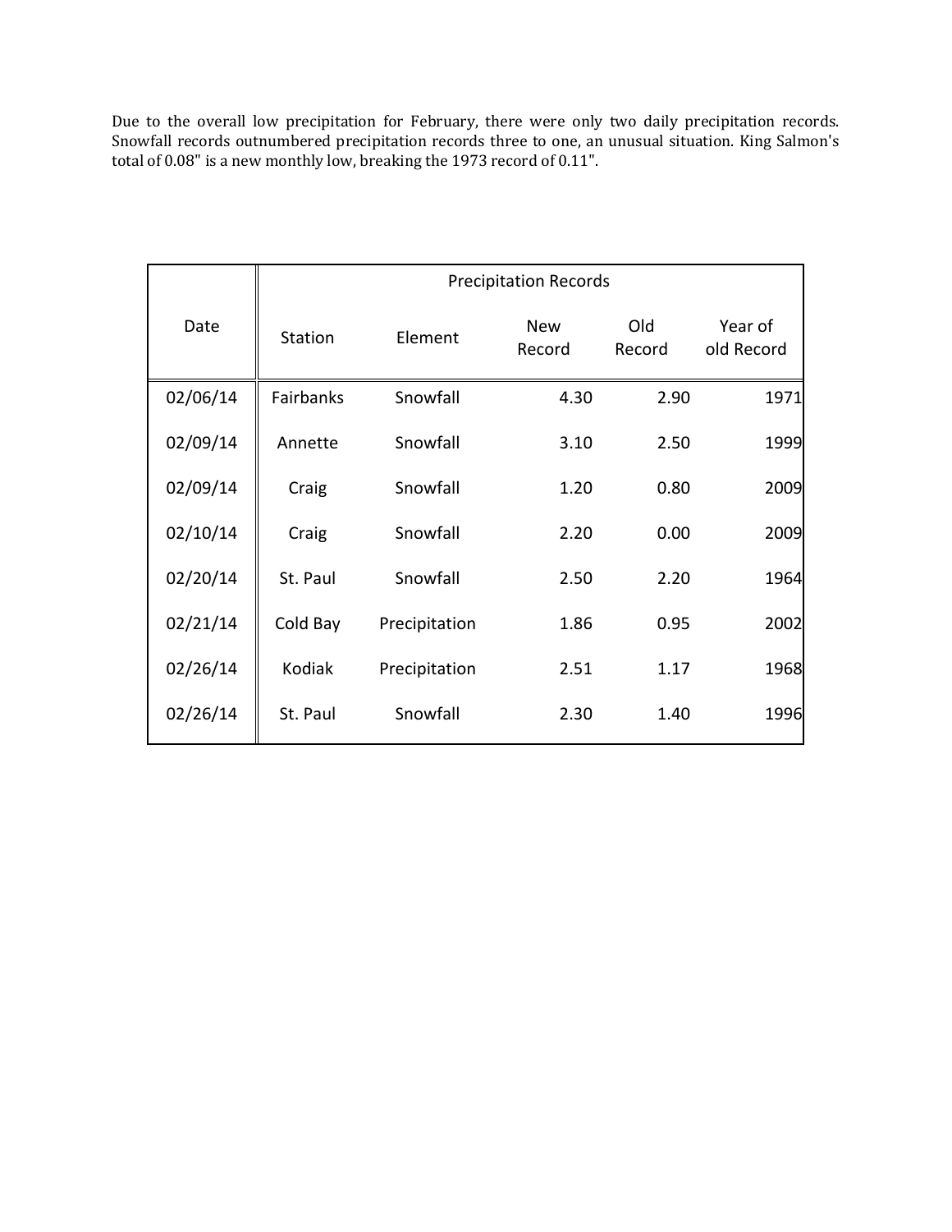Due to the overall low precipitation for February, there were only two daily precipitation records. Snowfall records outnumbered precipitation records three to one, an unusual situation. King Salmon's total of 0.08" is a new monthly low, breaking the 1973 record of 0.11".

| Date | Precipitation Records | | | | |
|---|---|---|---|---|---|
| | Station | Element | New Record | Old Record | Year of old Record |
| 02/06/14 | Fairbanks | Snowfall | 4.30 | 2.90 | 1971 |
| 02/09/14 | Annette | Snowfall | 3.10 | 2.50 | 1999 |
| 02/09/14 | Craig | Snowfall | 1.20 | 0.80 | 2009 |
| 02/10/14 | Craig | Snowfall | 2.20 | 0.00 | 2009 |
| 02/20/14 | St. Paul | Snowfall | 2.50 | 2.20 | 1964 |
| 02/21/14 | Cold Bay | Precipitation | 1.86 | 0.95 | 2002 |
| 02/26/14 | Kodiak | Precipitation | 2.51 | 1.17 | 1968 |
| 02/26/14 | St. Paul | Snowfall | 2.30 | 1.40 | 1996 |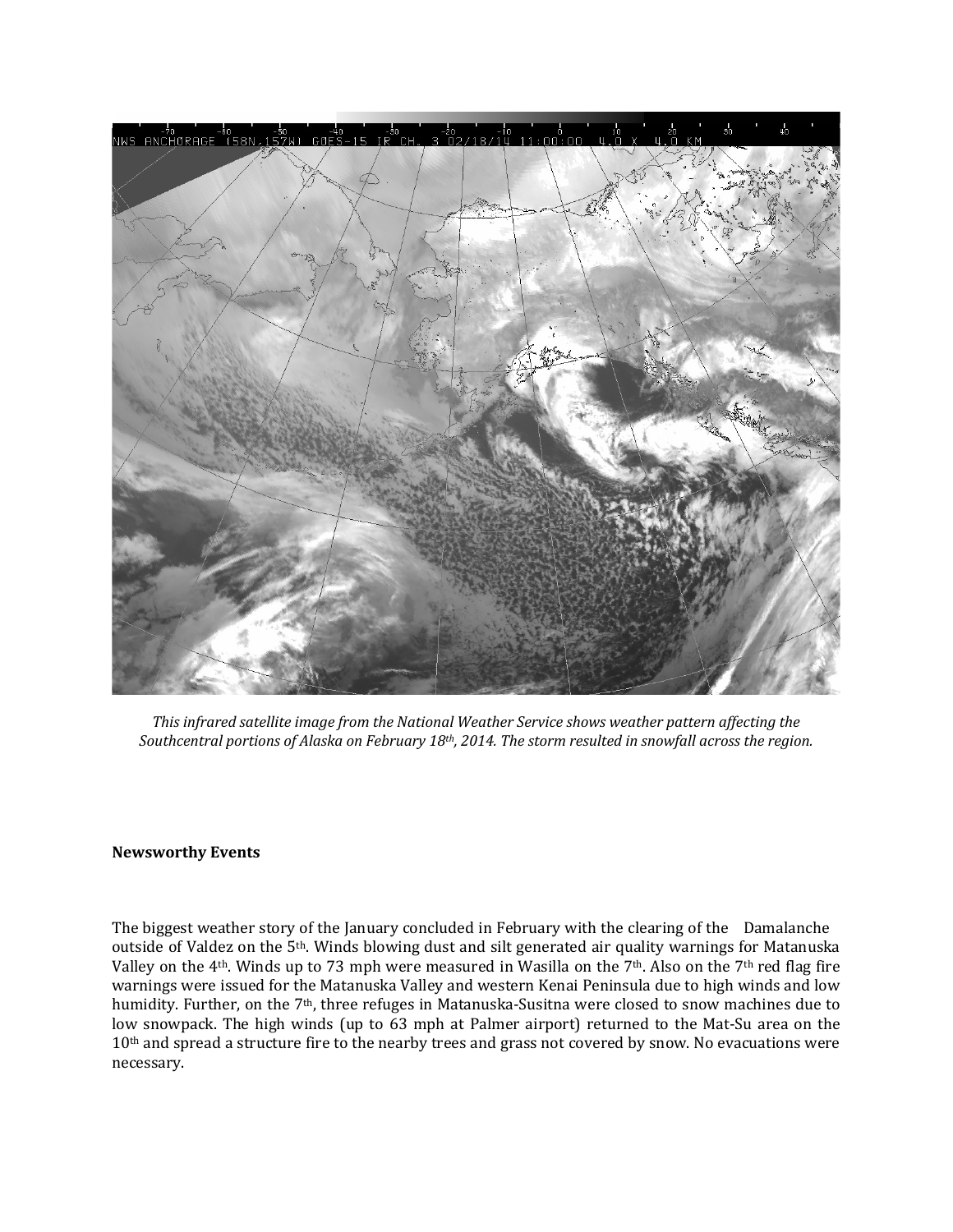*This infrared satellite image from the National Weather Service shows weather pattern affecting the Southcentral portions of Alaska on February 18th, 2014. The storm resulted in snowfall across the region.*

**Newsworthy Events**

The biggest weather story of the January concluded in February with the clearing of the Damalanche outside of Valdez on the 5th. Winds blowing dust and silt generated air quality warnings for Matanuska Valley on the 4th. Winds up to 73 mph were measured in Wasilla on the 7th. Also on the 7th red flag fire warnings were issued for the Matanuska Valley and western Kenai Peninsula due to high winds and low humidity. Further, on the 7th, three refuges in Matanuska-Susitna were closed to snow machines due to low snowpack. The high winds (up to 63 mph at Palmer airport) returned to the Mat-Su area on the 10th and spread a structure fire to the nearby trees and grass not covered by snow. No evacuations were necessary.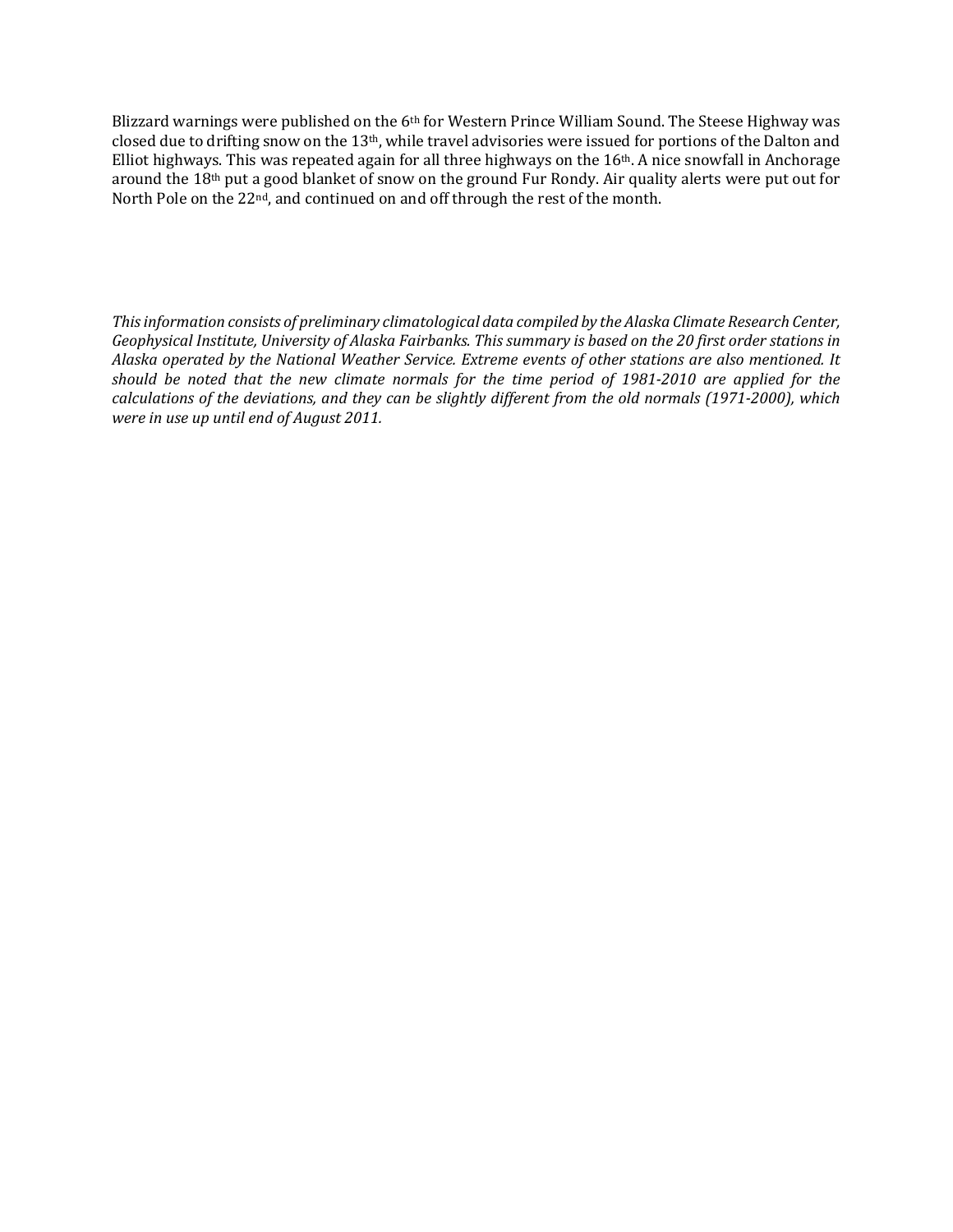Blizzard warnings were published on the 6th for Western Prince William Sound. The Steese Highway was closed due to drifting snow on the 13th, while travel advisories were issued for portions of the Dalton and Elliot highways. This was repeated again for all three highways on the 16th. A nice snowfall in Anchorage around the 18th put a good blanket of snow on the ground Fur Rondy. Air quality alerts were put out for North Pole on the 22nd, and continued on and off through the rest of the month.

*This information consists of preliminary climatological data compiled by the Alaska Climate Research Center, Geophysical Institute, University of Alaska Fairbanks. This summary is based on the 20 first order stations in Alaska operated by the National Weather Service. Extreme events of other stations are also mentioned. It should be noted that the new climate normals for the time period of 1981-2010 are applied for the calculations of the deviations, and they can be slightly different from the old normals (1971-2000), which were in use up until end of August 2011.*